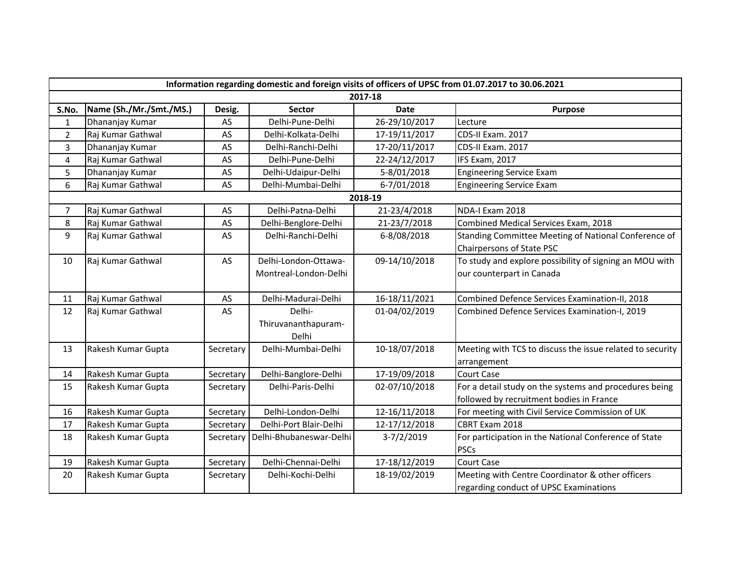| Information regarding domestic and foreign visits of officers of UPSC from 01.07.2017 to 30.06.2021 | | | | | |
|---|---|---|---|---|---|
| **2017-18** | | | | | |
| **S.No.** | **Name (Sh./Mr./Smt./MS.)** | **Desig.** | **Sector** | **Date** | **Purpose** |
| 1 | Dhananjay Kumar | AS | Delhi-Pune-Delhi | 26-29/10/2017 | Lecture |
| 2 | Raj Kumar Gathwal | AS | Delhi-Kolkata-Delhi | 17-19/11/2017 | CDS-II Exam. 2017 |
| 3 | Dhananjay Kumar | AS | Delhi-Ranchi-Delhi | 17-20/11/2017 | CDS-II Exam. 2017 |
| 4 | Raj Kumar Gathwal | AS | Delhi-Pune-Delhi | 22-24/12/2017 | IFS Exam, 2017 |
| 5 | Dhananjay Kumar | AS | Delhi-Udaipur-Delhi | 5-8/01/2018 | Engineering Service Exam |
| 6 | Raj Kumar Gathwal | AS | Delhi-Mumbai-Delhi | 6-7/01/2018 | Engineering Service Exam |
| **2018-19** | | | | | |
| 7 | Raj Kumar Gathwal | AS | Delhi-Patna-Delhi | 21-23/4/2018 | NDA-I Exam 2018 |
| 8 | Raj Kumar Gathwal | AS | Delhi-Benglore-Delhi | 21-23/7/2018 | Combined Medical Services Exam, 2018 |
| 9 | Raj Kumar Gathwal | AS | Delhi-Ranchi-Delhi | 6-8/08/2018 | Standing Committee Meeting of National Conference of Chairpersons of State PSC |
| 10 | Raj Kumar Gathwal | AS | Delhi-London-Ottawa-Montreal-London-Delhi | 09-14/10/2018 | To study and explore possibility of signing an MOU with our counterpart in Canada |
| 11 | Raj Kumar Gathwal | AS | Delhi-Madurai-Delhi | 16-18/11/2021 | Combined Defence Services Examination-II, 2018 |
| 12 | Raj Kumar Gathwal | AS | Delhi-Thiruvananthapuram-Delhi | 01-04/02/2019 | Combined Defence Services Examination-I, 2019 |
| 13 | Rakesh Kumar Gupta | Secretary | Delhi-Mumbai-Delhi | 10-18/07/2018 | Meeting with TCS to discuss the issue related to security arrangement |
| 14 | Rakesh Kumar Gupta | Secretary | Delhi-Banglore-Delhi | 17-19/09/2018 | Court Case |
| 15 | Rakesh Kumar Gupta | Secretary | Delhi-Paris-Delhi | 02-07/10/2018 | For a detail study on the systems and procedures being followed by recruitment bodies in France |
| 16 | Rakesh Kumar Gupta | Secretary | Delhi-London-Delhi | 12-16/11/2018 | For meeting with Civil Service Commission of UK |
| 17 | Rakesh Kumar Gupta | Secretary | Delhi-Port Blair-Delhi | 12-17/12/2018 | CBRT Exam 2018 |
| 18 | Rakesh Kumar Gupta | Secretary | Delhi-Bhubaneswar-Delhi | 3-7/2/2019 | For participation in the National Conference of State PSCs |
| 19 | Rakesh Kumar Gupta | Secretary | Delhi-Chennai-Delhi | 17-18/12/2019 | Court Case |
| 20 | Rakesh Kumar Gupta | Secretary | Delhi-Kochi-Delhi | 18-19/02/2019 | Meeting with Centre Coordinator & other officers regarding conduct of UPSC Examinations |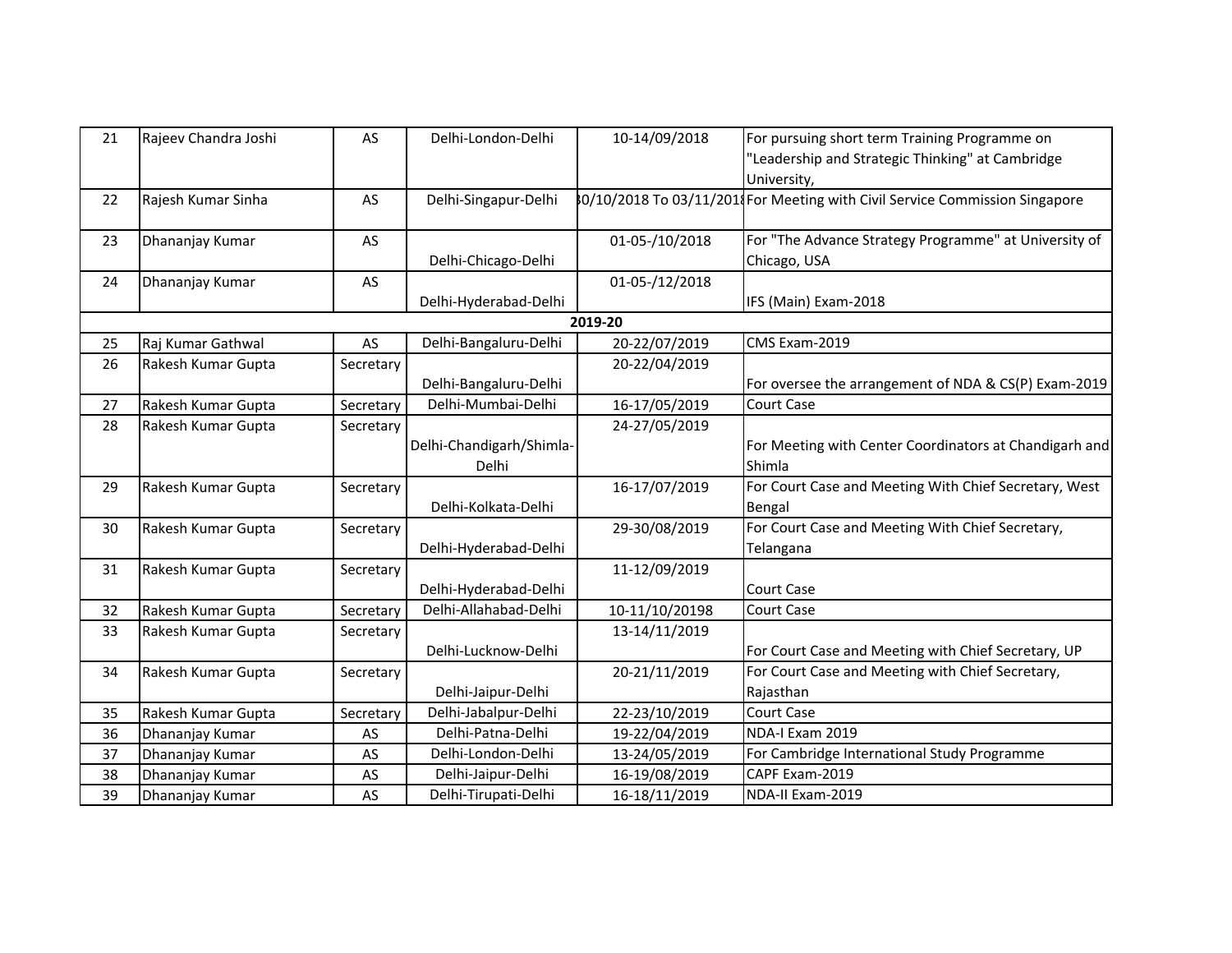| 21 | Rajeev Chandra Joshi | AS | Delhi-London-Delhi | 10-14/09/2018 | For pursuing short term Training Programme on "Leadership and Strategic Thinking" at Cambridge University, |
|---|---|---|---|---|---|
| 22 | Rajesh Kumar Sinha | AS | Delhi-Singapur-Delhi | 30/10/2018 To 03/11/2018 | For Meeting with Civil Service Commission Singapore |
| 23 | Dhananjay Kumar | AS | Delhi-Chicago-Delhi | 01-05-/10/2018 | For "The Advance Strategy Programme" at University of Chicago, USA |
| 24 | Dhananjay Kumar | AS | Delhi-Hyderabad-Delhi | 01-05-/12/2018 | IFS (Main) Exam-2018 |
| | | | | **2019-20** | |
| 25 | Raj Kumar Gathwal | AS | Delhi-Bangaluru-Delhi | 20-22/07/2019 | CMS Exam-2019 |
| 26 | Rakesh Kumar Gupta | Secretary | Delhi-Bangaluru-Delhi | 20-22/04/2019 | For oversee the arrangement of NDA & CS(P) Exam-2019 |
| 27 | Rakesh Kumar Gupta | Secretary | Delhi-Mumbai-Delhi | 16-17/05/2019 | Court Case |
| 28 | Rakesh Kumar Gupta | Secretary | Delhi-Chandigarh/Shimla-Delhi | 24-27/05/2019 | For Meeting with Center Coordinators at Chandigarh and Shimla |
| 29 | Rakesh Kumar Gupta | Secretary | Delhi-Kolkata-Delhi | 16-17/07/2019 | For Court Case and Meeting With Chief Secretary, West Bengal |
| 30 | Rakesh Kumar Gupta | Secretary | Delhi-Hyderabad-Delhi | 29-30/08/2019 | For Court Case and Meeting With Chief Secretary, Telangana |
| 31 | Rakesh Kumar Gupta | Secretary | Delhi-Hyderabad-Delhi | 11-12/09/2019 | Court Case |
| 32 | Rakesh Kumar Gupta | Secretary | Delhi-Allahabad-Delhi | 10-11/10/20198 | Court Case |
| 33 | Rakesh Kumar Gupta | Secretary | Delhi-Lucknow-Delhi | 13-14/11/2019 | For Court Case and Meeting with Chief Secretary, UP |
| 34 | Rakesh Kumar Gupta | Secretary | Delhi-Jaipur-Delhi | 20-21/11/2019 | For Court Case and Meeting with Chief Secretary, Rajasthan |
| 35 | Rakesh Kumar Gupta | Secretary | Delhi-Jabalpur-Delhi | 22-23/10/2019 | Court Case |
| 36 | Dhananjay Kumar | AS | Delhi-Patna-Delhi | 19-22/04/2019 | NDA-I Exam 2019 |
| 37 | Dhananjay Kumar | AS | Delhi-London-Delhi | 13-24/05/2019 | For Cambridge International Study Programme |
| 38 | Dhananjay Kumar | AS | Delhi-Jaipur-Delhi | 16-19/08/2019 | CAPF Exam-2019 |
| 39 | Dhananjay Kumar | AS | Delhi-Tirupati-Delhi | 16-18/11/2019 | NDA-II Exam-2019 |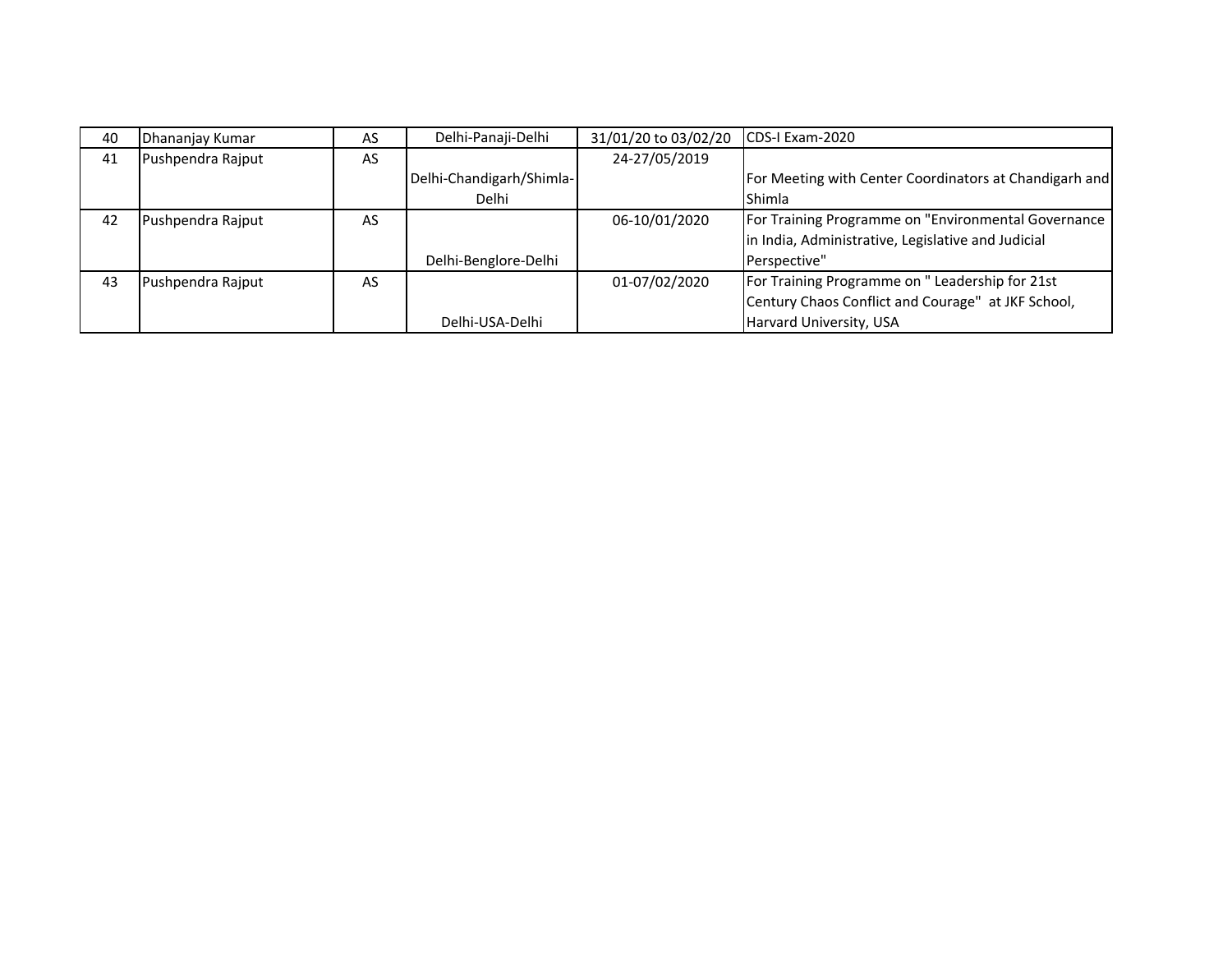| 40 | Dhananjay Kumar | AS | Delhi-Panaji-Delhi | 31/01/20 to 03/02/20 | CDS-I Exam-2020 |
|---|---|---|---|---|---|
| 41 | Pushpendra Rajput | AS | Delhi-Chandigarh/Shimla-Delhi | 24-27/05/2019 | For Meeting with Center Coordinators at Chandigarh and Shimla |
| 42 | Pushpendra Rajput | AS | Delhi-Benglore-Delhi | 06-10/01/2020 | For Training Programme on "Environmental Governance in India, Administrative, Legislative and Judicial Perspective" |
| 43 | Pushpendra Rajput | AS | Delhi-USA-Delhi | 01-07/02/2020 | For Training Programme on " Leadership for 21st Century Chaos Conflict and Courage" at JKF School, Harvard University, USA |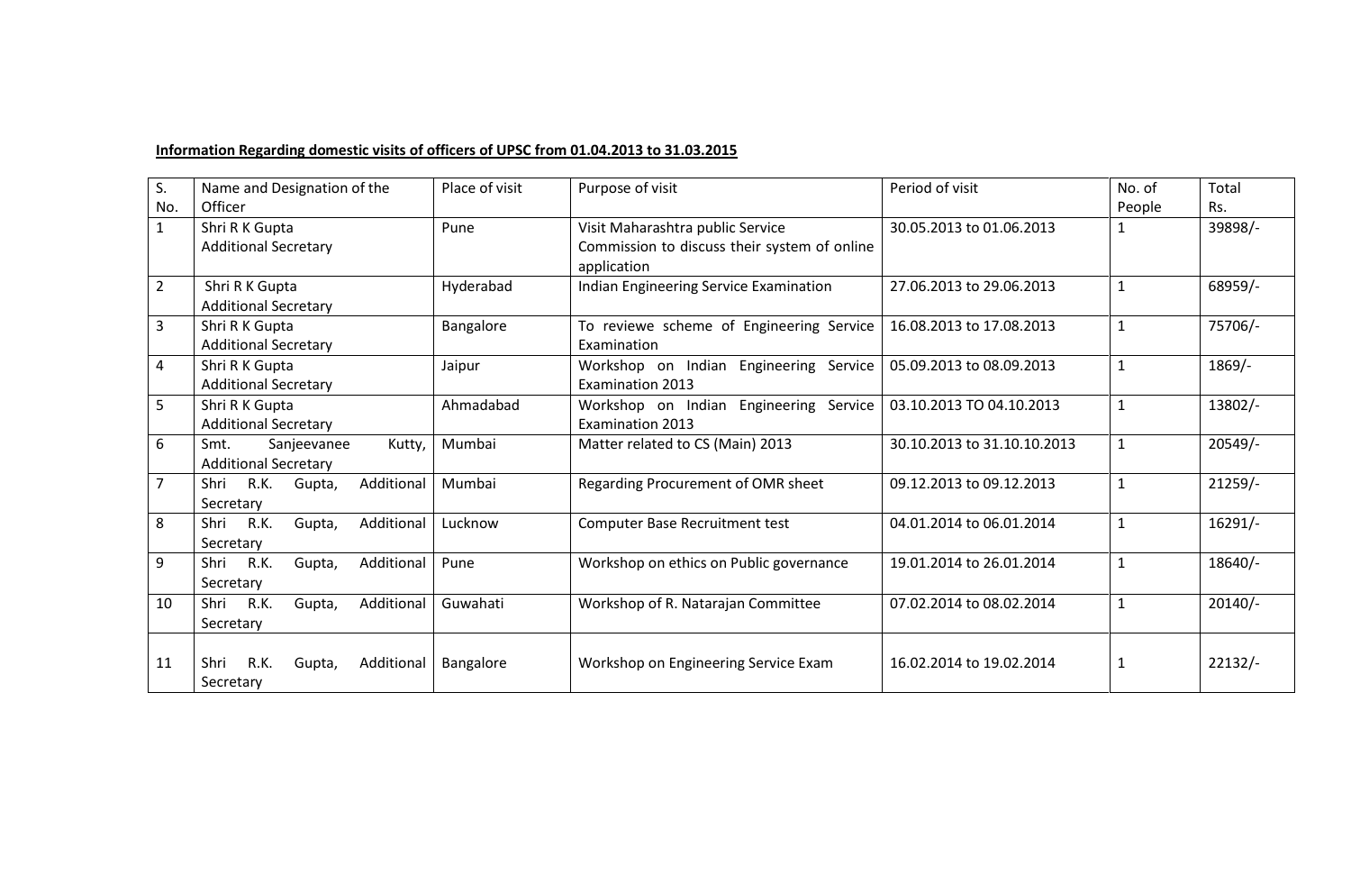**Information Regarding domestic visits of officers of UPSC from 01.04.2013 to 31.03.2015**

| S. No. | Name and Designation of the Officer | Place of visit | Purpose of visit | Period of visit | No. of People | Total Rs. |
|---|---|---|---|---|---|---|
| 1 | Shri R K Gupta Additional Secretary | Pune | Visit Maharashtra public Service Commission to discuss their system of online application | 30.05.2013 to 01.06.2013 | 1 | 39898/- |
| 2 | Shri R K Gupta Additional Secretary | Hyderabad | Indian Engineering Service Examination | 27.06.2013 to 29.06.2013 | 1 | 68959/- |
| 3 | Shri R K Gupta Additional Secretary | Bangalore | To reviewe scheme of Engineering Service Examination | 16.08.2013 to 17.08.2013 | 1 | 75706/- |
| 4 | Shri R K Gupta Additional Secretary | Jaipur | Workshop on Indian Engineering Service Examination 2013 | 05.09.2013 to 08.09.2013 | 1 | 1869/- |
| 5 | Shri R K Gupta Additional Secretary | Ahmadabad | Workshop on Indian Engineering Service Examination 2013 | 03.10.2013 TO 04.10.2013 | 1 | 13802/- |
| 6 | Smt. Sanjeevanee Kutty, Additional Secretary | Mumbai | Matter related to CS (Main) 2013 | 30.10.2013 to 31.10.2013 | 1 | 20549/- |
| 7 | Shri R.K. Gupta, Additional Secretary | Mumbai | Regarding Procurement of OMR sheet | 09.12.2013 to 09.12.2013 | 1 | 21259/- |
| 8 | Shri R.K. Gupta, Additional Secretary | Lucknow | Computer Base Recruitment test | 04.01.2014 to 06.01.2014 | 1 | 16291/- |
| 9 | Shri R.K. Gupta, Additional Secretary | Pune | Workshop on ethics on Public governance | 19.01.2014 to 26.01.2014 | 1 | 18640/- |
| 10 | Shri R.K. Gupta, Additional Secretary | Guwahati | Workshop of R. Natarajan Committee | 07.02.2014 to 08.02.2014 | 1 | 20140/- |
| 11 | Shri R.K. Gupta, Additional Secretary | Bangalore | Workshop on Engineering Service Exam | 16.02.2014 to 19.02.2014 | 1 | 22132/- |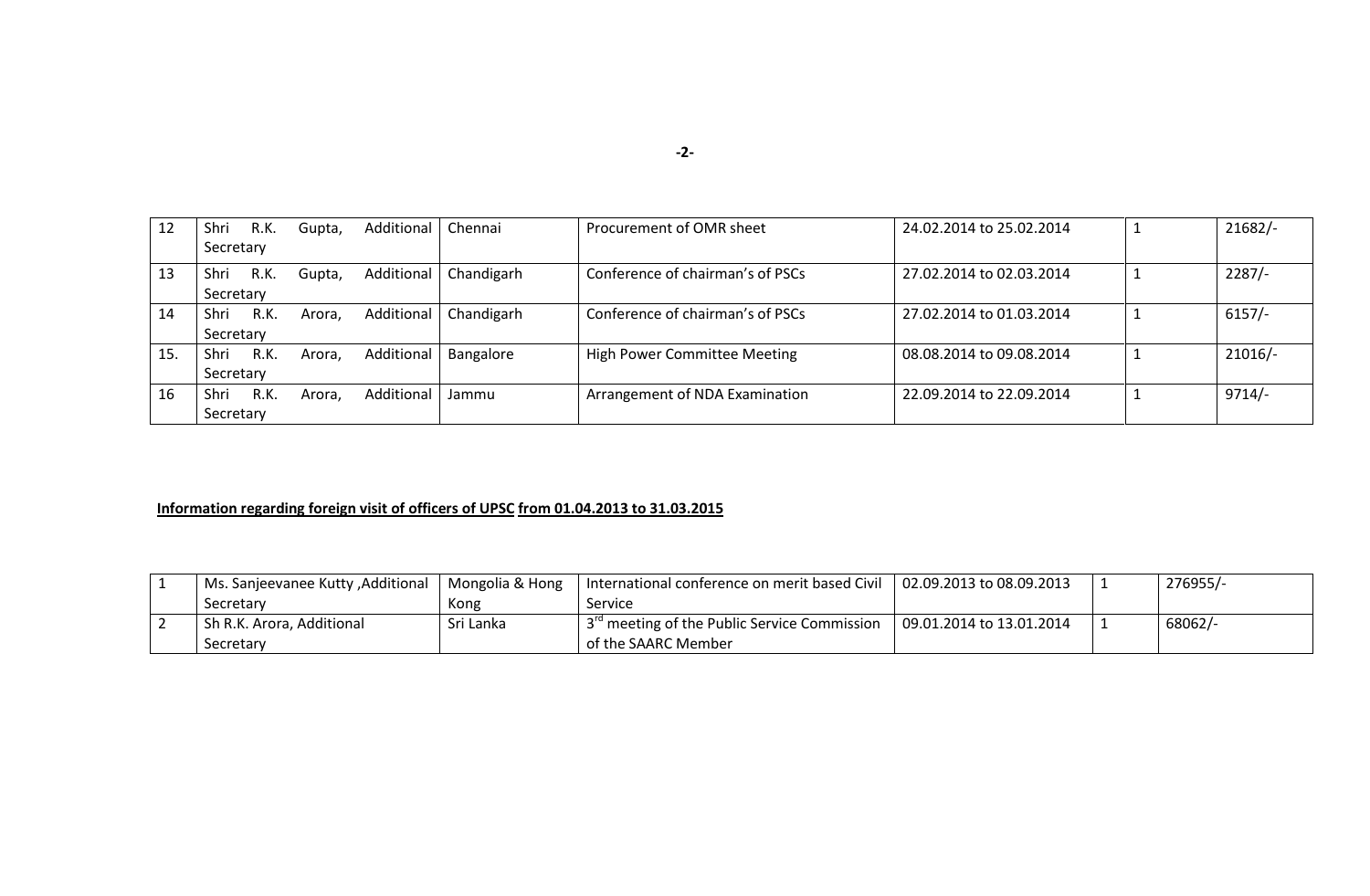| | | | | | | |
|---|---|---|---|---|---|---|
| 12 | Shri R.K. Gupta, Additional Secretary | Chennai | Procurement of OMR sheet | 24.02.2014 to 25.02.2014 | 1 | 21682/- |
| 13 | Shri R.K. Gupta, Additional Secretary | Chandigarh | Conference of chairman's of PSCs | 27.02.2014 to 02.03.2014 | 1 | 2287/- |
| 14 | Shri R.K. Arora, Additional Secretary | Chandigarh | Conference of chairman's of PSCs | 27.02.2014 to 01.03.2014 | 1 | 6157/- |
| 15. | Shri R.K. Arora, Additional Secretary | Bangalore | High Power Committee Meeting | 08.08.2014 to 09.08.2014 | 1 | 21016/- |
| 16 | Shri R.K. Arora, Additional Secretary | Jammu | Arrangement of NDA Examination | 22.09.2014 to 22.09.2014 | 1 | 9714/- |

**Information regarding foreign visit of officers of UPSC from 01.04.2013 to 31.03.2015**

| | | | | | | |
|---|---|---|---|---|---|---|
| 1 | Ms. Sanjeevanee Kutty ,Additional Secretary | Mongolia & Hong Kong | International conference on merit based Civil Service | 02.09.2013 to 08.09.2013 | 1 | 276955/- |
| 2 | Sh R.K. Arora, Additional Secretary | Sri Lanka | 3rd meeting of the Public Service Commission of the SAARC Member | 09.01.2014 to 13.01.2014 | 1 | 68062/- |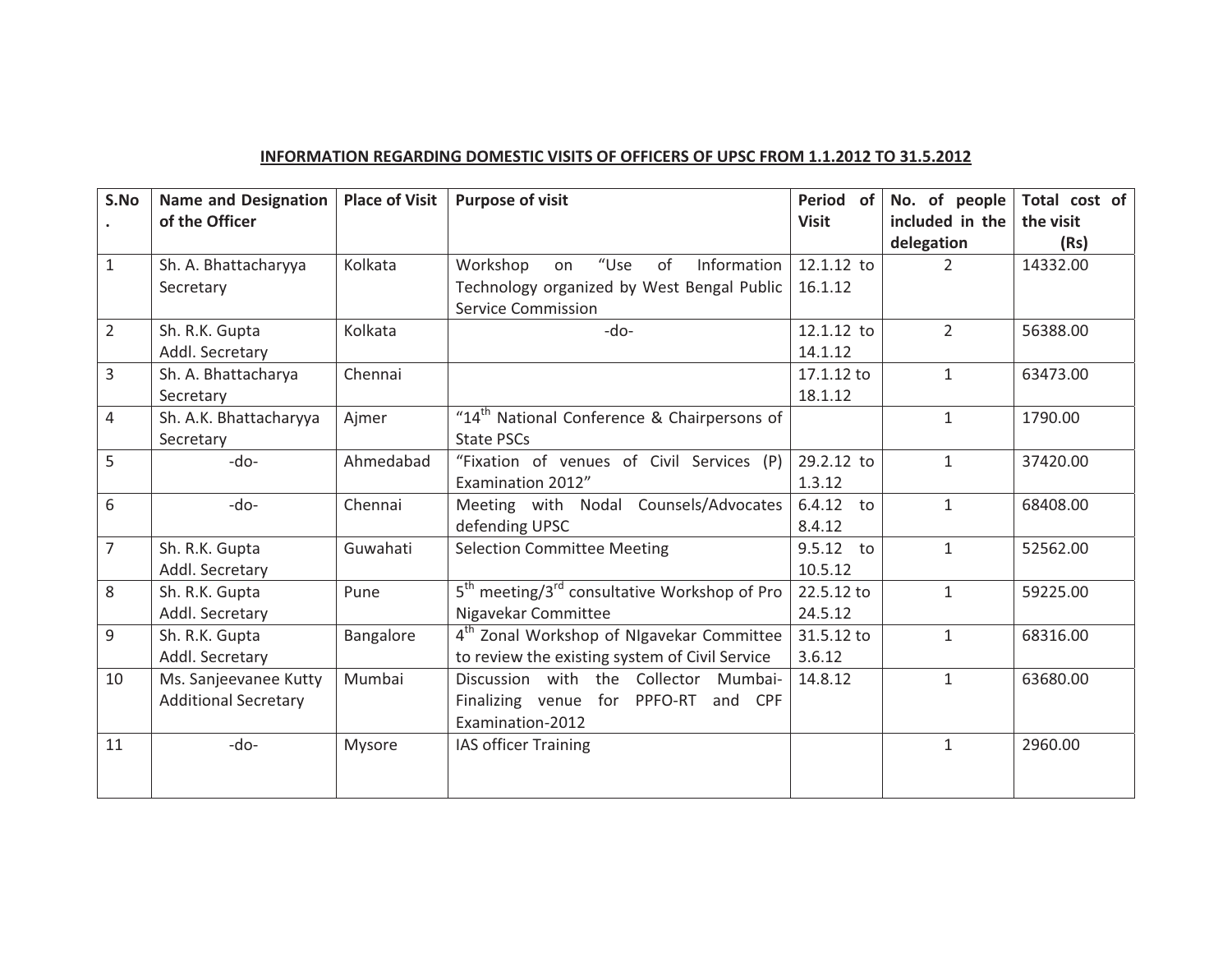**INFORMATION REGARDING DOMESTIC VISITS OF OFFICERS OF UPSC FROM 1.1.2012 TO 31.5.2012**

| S.No. | Name and Designation of the Officer | Place of Visit | Purpose of visit | Period of Visit | No. of people included in the delegation | Total cost of the visit (Rs) |
|---|---|---|---|---|---|---|
| 1 | Sh. A. Bhattacharyya Secretary | Kolkata | Workshop on "Use of Information Technology organized by West Bengal Public Service Commission | 12.1.12 to 16.1.12 | 2 | 14332.00 |
| 2 | Sh. R.K. Gupta Addl. Secretary | Kolkata | -do- | 12.1.12 to 14.1.12 | 2 | 56388.00 |
| 3 | Sh. A. Bhattacharya Secretary | Chennai | | 17.1.12 to 18.1.12 | 1 | 63473.00 |
| 4 | Sh. A.K. Bhattacharyya Secretary | Ajmer | "14th National Conference & Chairpersons of State PSCs | | 1 | 1790.00 |
| 5 | -do- | Ahmedabad | "Fixation of venues of Civil Services (P) Examination 2012" | 29.2.12 to 1.3.12 | 1 | 37420.00 |
| 6 | -do- | Chennai | Meeting with Nodal Counsels/Advocates defending UPSC | 6.4.12 to 8.4.12 | 1 | 68408.00 |
| 7 | Sh. R.K. Gupta Addl. Secretary | Guwahati | Selection Committee Meeting | 9.5.12 to 10.5.12 | 1 | 52562.00 |
| 8 | Sh. R.K. Gupta Addl. Secretary | Pune | 5th meeting/3rd consultative Workshop of Pro Nigavekar Committee | 22.5.12 to 24.5.12 | 1 | 59225.00 |
| 9 | Sh. R.K. Gupta Addl. Secretary | Bangalore | 4th Zonal Workshop of NIgavekar Committee to review the existing system of Civil Service | 31.5.12 to 3.6.12 | 1 | 68316.00 |
| 10 | Ms. Sanjeevanee Kutty Additional Secretary | Mumbai | Discussion with the Collector Mumbai-Finalizing venue for PPFO-RT and CPF Examination-2012 | 14.8.12 | 1 | 63680.00 |
| 11 | -do- | Mysore | IAS officer Training | | 1 | 2960.00 |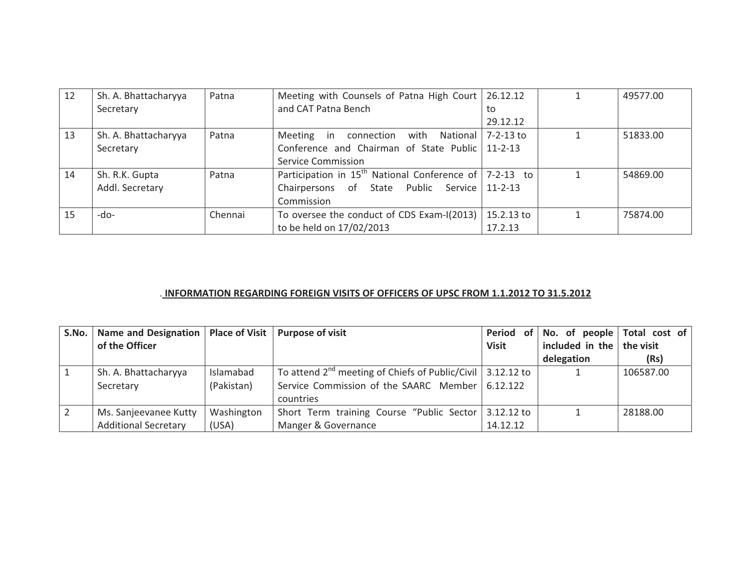| 12 | Sh. A. Bhattacharyya Secretary | Patna | Meeting with Counsels of Patna High Court and CAT Patna Bench | 26.12.12 to 29.12.12 | 1 | 49577.00 |
|---|---|---|---|---|---|---|
| 13 | Sh. A. Bhattacharyya Secretary | Patna | Meeting in connection with National Conference and Chairman of State Public Service Commission | 7-2-13 to 11-2-13 | 1 | 51833.00 |
| 14 | Sh. R.K. Gupta Addl. Secretary | Patna | Participation in 15th National Conference of Chairpersons of State Public Service Commission | 7-2-13 to 11-2-13 | 1 | 54869.00 |
| 15 | -do- | Chennai | To oversee the conduct of CDS Exam-I(2013) to be held on 17/02/2013 | 15.2.13 to 17.2.13 | 1 | 75874.00 |

. **INFORMATION REGARDING FOREIGN VISITS OF OFFICERS OF UPSC FROM 1.1.2012 TO 31.5.2012**

| S.No. | Name and Designation of the Officer | Place of Visit | Purpose of visit | Period of Visit | No. of people included in the delegation | Total cost of the visit (Rs) |
|---|---|---|---|---|---|---|
| 1 | Sh. A. Bhattacharyya Secretary | Islamabad (Pakistan) | To attend 2nd meeting of Chiefs of Public/Civil Service Commission of the SAARC Member countries | 3.12.12 to 6.12.122 | 1 | 106587.00 |
| 2 | Ms. Sanjeevanee Kutty Additional Secretary | Washington (USA) | Short Term training Course "Public Sector Manger & Governance | 3.12.12 to 14.12.12 | 1 | 28188.00 |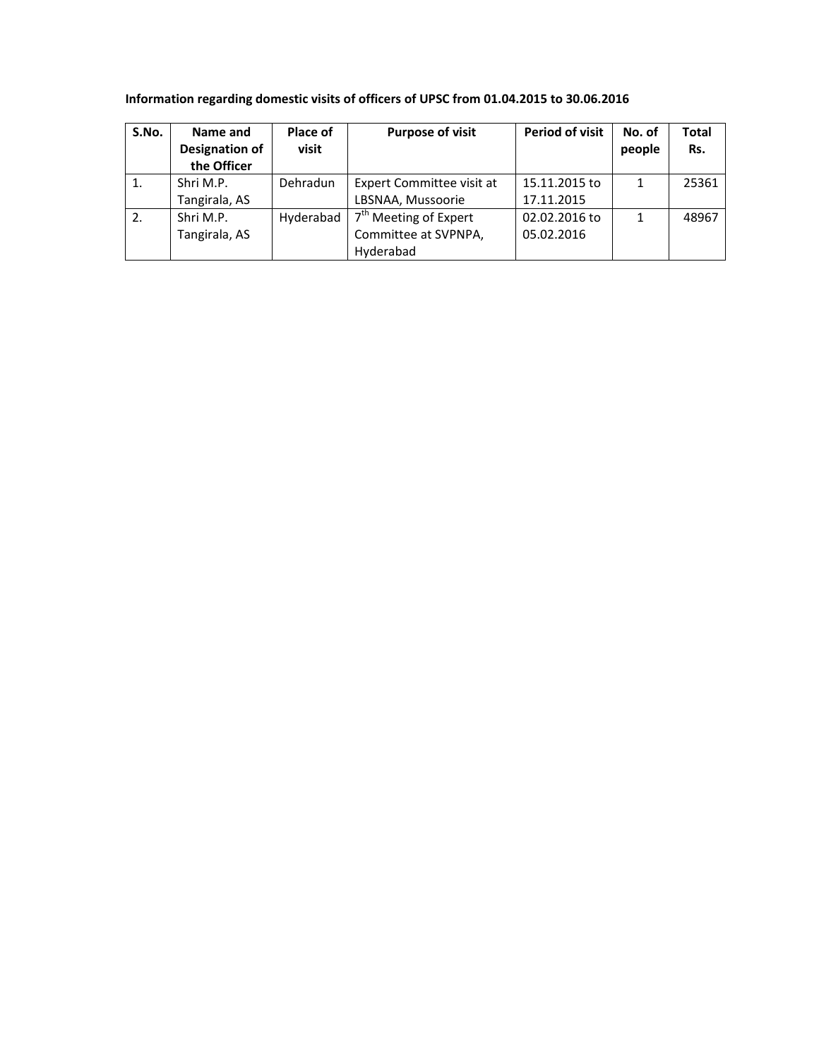**Information regarding domestic visits of officers of UPSC from 01.04.2015 to 30.06.2016**

| S.No. | Name and Designation of the Officer | Place of visit | Purpose of visit | Period of visit | No. of people | Total Rs. |
|---|---|---|---|---|---|---|
| 1. | Shri M.P. Tangirala, AS | Dehradun | Expert Committee visit at LBSNAA, Mussoorie | 15.11.2015 to 17.11.2015 | 1 | 25361 |
| 2. | Shri M.P. Tangirala, AS | Hyderabad | 7th Meeting of Expert Committee at SVPNPA, Hyderabad | 02.02.2016 to 05.02.2016 | 1 | 48967 |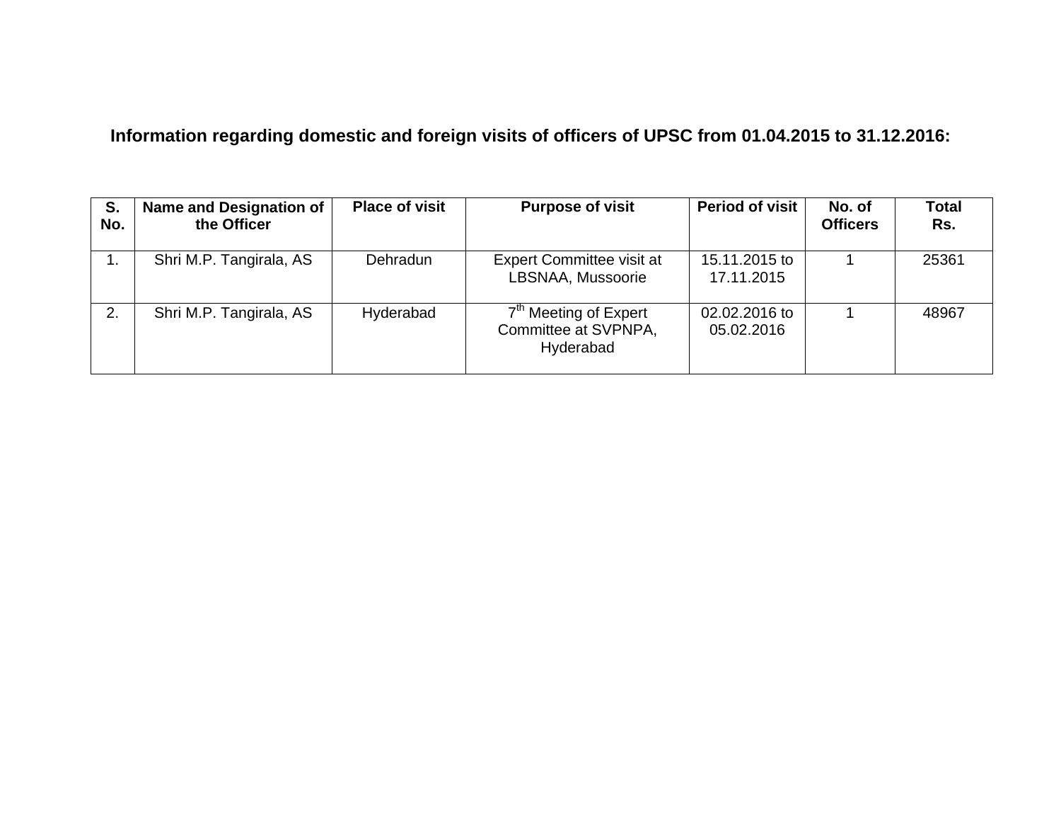**Information regarding domestic and foreign visits of officers of UPSC from 01.04.2015 to 31.12.2016:**

| S. No. | Name and Designation of the Officer | Place of visit | Purpose of visit | Period of visit | No. of Officers | Total Rs. |
|---|---|---|---|---|---|---|
| 1. | Shri M.P. Tangirala, AS | Dehradun | Expert Committee visit at LBSNAA, Mussoorie | 15.11.2015 to 17.11.2015 | 1 | 25361 |
| 2. | Shri M.P. Tangirala, AS | Hyderabad | 7th Meeting of Expert Committee at SVPNPA, Hyderabad | 02.02.2016 to 05.02.2016 | 1 | 48967 |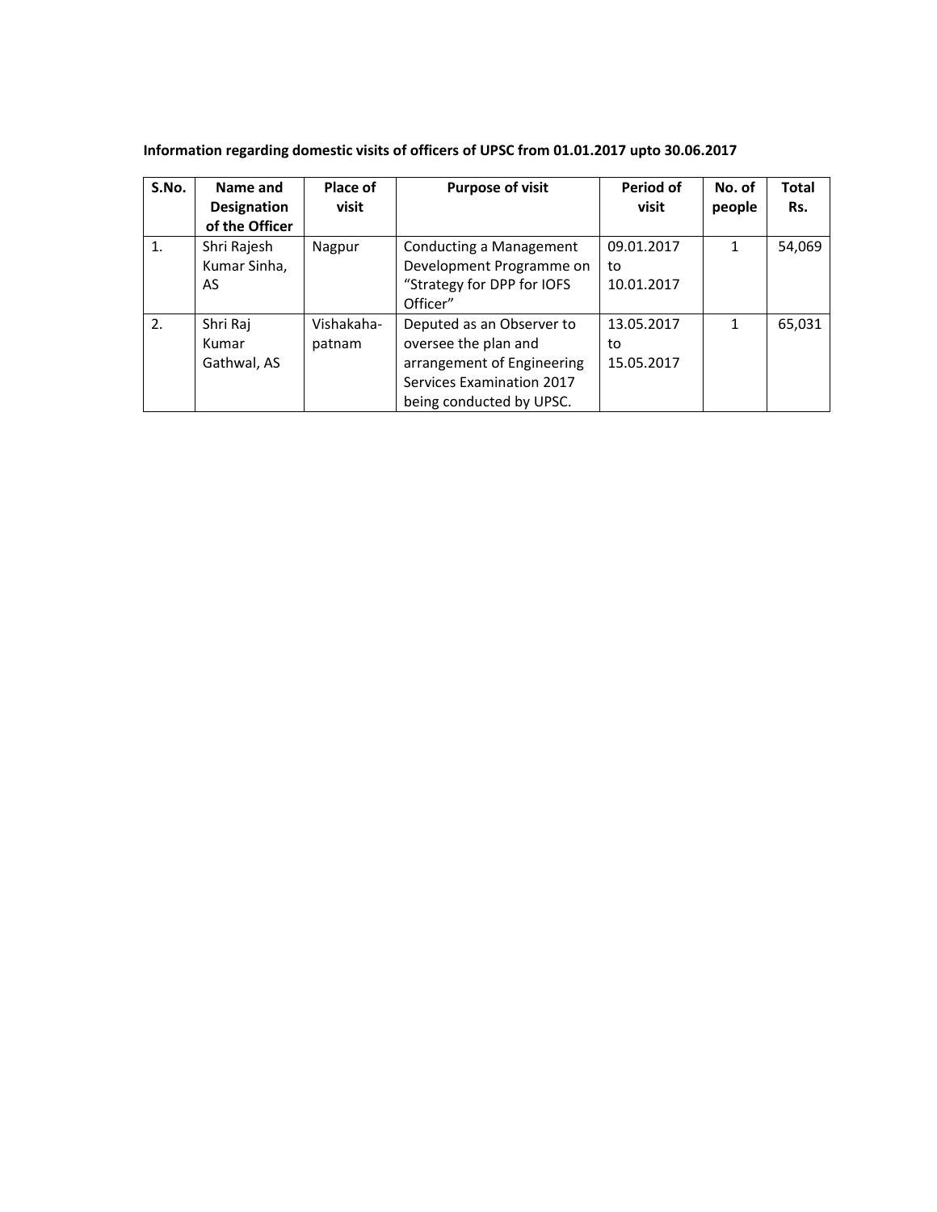**Information regarding domestic visits of officers of UPSC from 01.01.2017 upto 30.06.2017**

| S.No. | Name and Designation of the Officer | Place of visit | Purpose of visit | Period of visit | No. of people | Total Rs. |
|---|---|---|---|---|---|---|
| 1. | Shri Rajesh Kumar Sinha, AS | Nagpur | Conducting a Management Development Programme on "Strategy for DPP for IOFS Officer" | 09.01.2017 to 10.01.2017 | 1 | 54,069 |
| 2. | Shri Raj Kumar Gathwal, AS | Vishakaha-patnam | Deputed as an Observer to oversee the plan and arrangement of Engineering Services Examination 2017 being conducted by UPSC. | 13.05.2017 to 15.05.2017 | 1 | 65,031 |